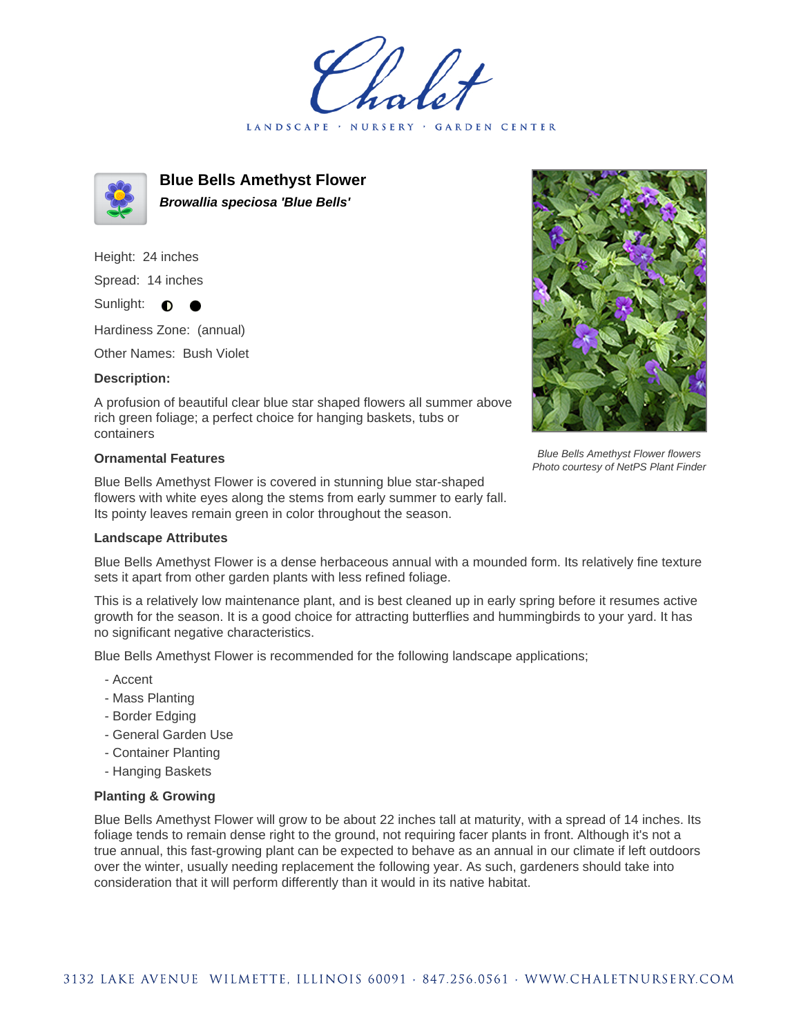Chalet

LANDSCAPE · NURSERY · GARDEN CENTER

# Blue Bells Amethyst Flower

***Browallia speciosa 'Blue Bells'***

Height: 24 inches

Spread: 14 inches

Sunlight: ◐ ●

Hardiness Zone: (annual)

Other Names: Bush Violet

### Description:

A profusion of beautiful clear blue star shaped flowers all summer above rich green foliage; a perfect choice for hanging baskets, tubs or containers

*Blue Bells Amethyst Flower flowers*
*Photo courtesy of NetPS Plant Finder*

### Ornamental Features

Blue Bells Amethyst Flower is covered in stunning blue star-shaped flowers with white eyes along the stems from early summer to early fall. Its pointy leaves remain green in color throughout the season.

### Landscape Attributes

Blue Bells Amethyst Flower is a dense herbaceous annual with a mounded form. Its relatively fine texture sets it apart from other garden plants with less refined foliage.

This is a relatively low maintenance plant, and is best cleaned up in early spring before it resumes active growth for the season. It is a good choice for attracting butterflies and hummingbirds to your yard. It has no significant negative characteristics.

Blue Bells Amethyst Flower is recommended for the following landscape applications;

- Accent
- Mass Planting
- Border Edging
- General Garden Use
- Container Planting
- Hanging Baskets

### Planting & Growing

Blue Bells Amethyst Flower will grow to be about 22 inches tall at maturity, with a spread of 14 inches. Its foliage tends to remain dense right to the ground, not requiring facer plants in front. Although it's not a true annual, this fast-growing plant can be expected to behave as an annual in our climate if left outdoors over the winter, usually needing replacement the following year. As such, gardeners should take into consideration that it will perform differently than it would in its native habitat.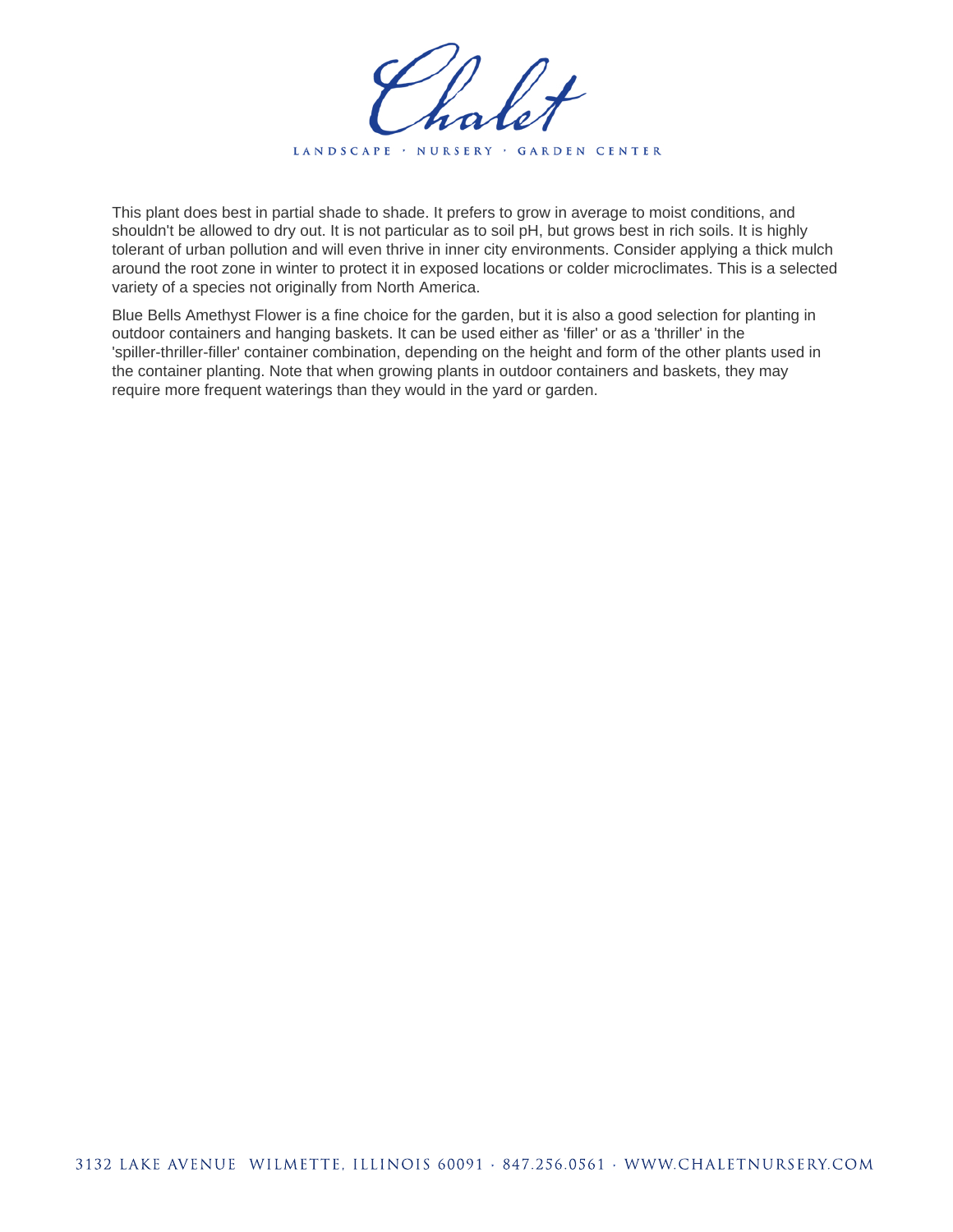This plant does best in partial shade to shade. It prefers to grow in average to moist conditions, and shouldn't be allowed to dry out. It is not particular as to soil pH, but grows best in rich soils. It is highly tolerant of urban pollution and will even thrive in inner city environments. Consider applying a thick mulch around the root zone in winter to protect it in exposed locations or colder microclimates. This is a selected variety of a species not originally from North America.

Blue Bells Amethyst Flower is a fine choice for the garden, but it is also a good selection for planting in outdoor containers and hanging baskets. It can be used either as 'filler' or as a 'thriller' in the 'spiller-thriller-filler' container combination, depending on the height and form of the other plants used in the container planting. Note that when growing plants in outdoor containers and baskets, they may require more frequent waterings than they would in the yard or garden.